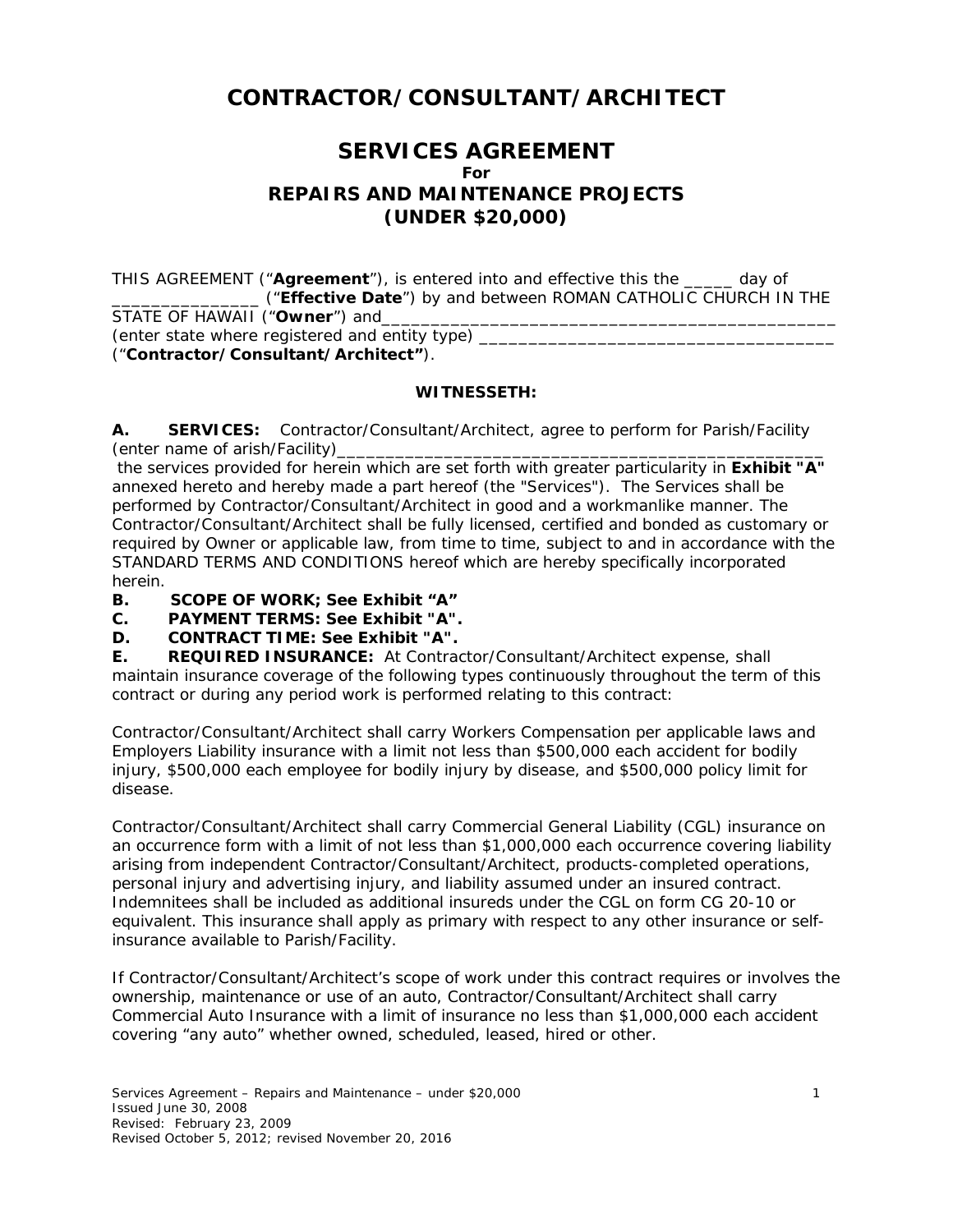# CONTRACTOR/CONSULTANT/ARCHITECT

## SERVICES AGREEMENT

**For**

## REPAIRS AND MAINTENANCE PROJECTS (UNDER $20,000)

THIS AGREEMENT ("**Agreement**"), is entered into and effective this the _____ day of _______________ ("**Effective Date**") by and between ROMAN CATHOLIC CHURCH IN THE STATE OF HAWAII ("**Owner**") and_________________________________________________ (enter state where registered and entity type) _____________________________________ ("**Contractor/Consultant/Architect"**).

**WITNESSETH:**

**A. SERVICES:** Contractor/Consultant/Architect, agree to perform for Parish/Facility (enter name of arish/Facility)___________________________________________________ the services provided for herein which are set forth with greater particularity in **Exhibit "A"** annexed hereto and hereby made a part hereof (the "Services"). The Services shall be performed by Contractor/Consultant/Architect in good and a workmanlike manner. The Contractor/Consultant/Architect shall be fully licensed, certified and bonded as customary or required by Owner or applicable law, from time to time, subject to and in accordance with the STANDARD TERMS AND CONDITIONS hereof which are hereby specifically incorporated herein.

**B. SCOPE OF WORK; See Exhibit "A"**

**C. PAYMENT TERMS: See Exhibit "A".**

**D. CONTRACT TIME: See Exhibit "A".**

**E. REQUIRED INSURANCE:** At Contractor/Consultant/Architect expense, shall maintain insurance coverage of the following types continuously throughout the term of this contract or during any period work is performed relating to this contract:

Contractor/Consultant/Architect shall carry Workers Compensation per applicable laws and Employers Liability insurance with a limit not less than $500,000 each accident for bodily injury, $500,000 each employee for bodily injury by disease, and $500,000 policy limit for disease.

Contractor/Consultant/Architect shall carry Commercial General Liability (CGL) insurance on an occurrence form with a limit of not less than $1,000,000 each occurrence covering liability arising from independent Contractor/Consultant/Architect, products-completed operations, personal injury and advertising injury, and liability assumed under an insured contract. Indemnitees shall be included as additional insureds under the CGL on form CG 20-10 or equivalent. This insurance shall apply as primary with respect to any other insurance or self-insurance available to Parish/Facility.

If Contractor/Consultant/Architect's scope of work under this contract requires or involves the ownership, maintenance or use of an auto, Contractor/Consultant/Architect shall carry Commercial Auto Insurance with a limit of insurance no less than $1,000,000 each accident covering "any auto" whether owned, scheduled, leased, hired or other.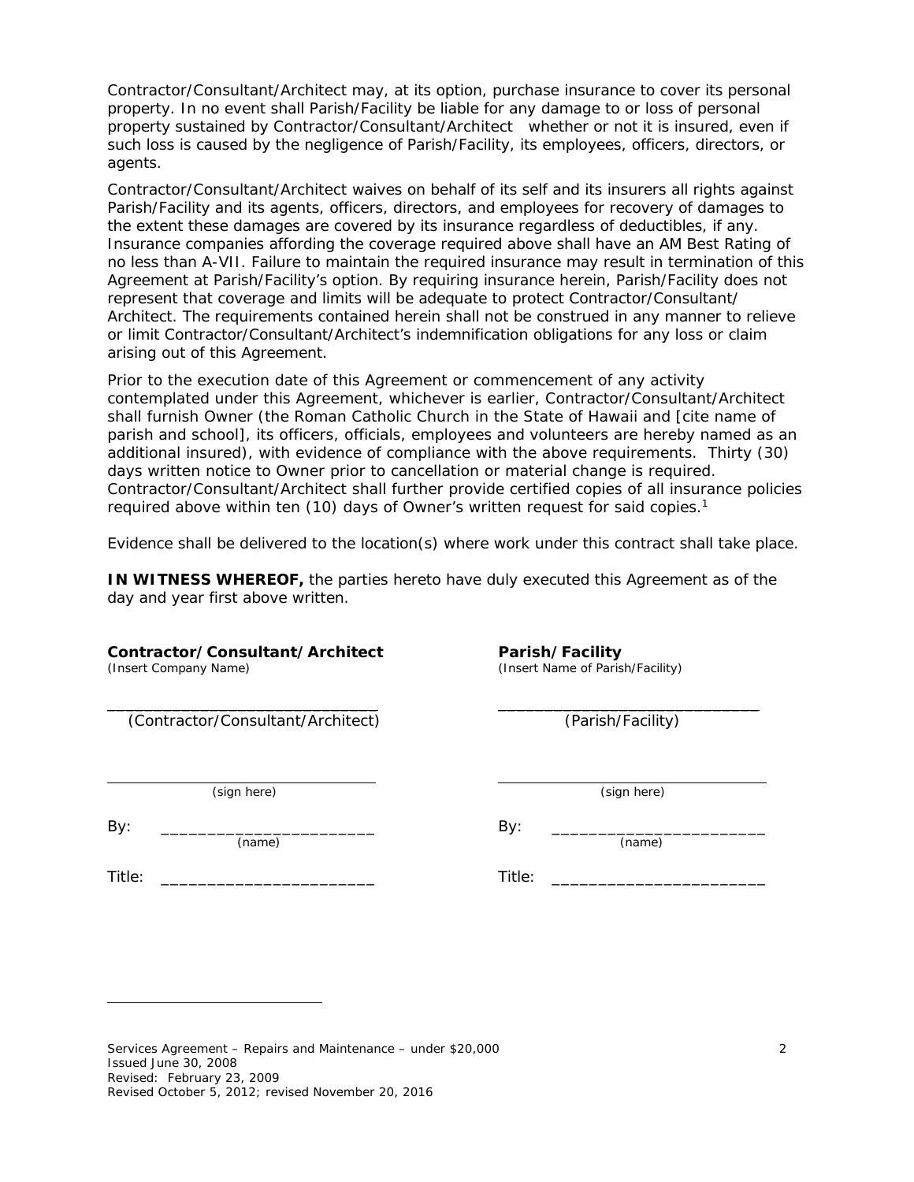Contractor/Consultant/Architect may, at its option, purchase insurance to cover its personal property. In no event shall Parish/Facility be liable for any damage to or loss of personal property sustained by Contractor/Consultant/Architect whether or not it is insured, even if such loss is caused by the negligence of Parish/Facility, its employees, officers, directors, or agents.

Contractor/Consultant/Architect waives on behalf of its self and its insurers all rights against Parish/Facility and its agents, officers, directors, and employees for recovery of damages to the extent these damages are covered by its insurance regardless of deductibles, if any. Insurance companies affording the coverage required above shall have an AM Best Rating of no less than A-VII. Failure to maintain the required insurance may result in termination of this Agreement at Parish/Facility's option. By requiring insurance herein, Parish/Facility does not represent that coverage and limits will be adequate to protect Contractor/Consultant/Architect. The requirements contained herein shall not be construed in any manner to relieve or limit Contractor/Consultant/Architect's indemnification obligations for any loss or claim arising out of this Agreement.

Prior to the execution date of this Agreement or commencement of any activity contemplated under this Agreement, whichever is earlier, Contractor/Consultant/Architect shall furnish Owner (the Roman Catholic Church in the State of Hawaii and [cite name of parish and school], its officers, officials, employees and volunteers are hereby named as an additional insured), with evidence of compliance with the above requirements. Thirty (30) days written notice to Owner prior to cancellation or material change is required. Contractor/Consultant/Architect shall further provide certified copies of all insurance policies required above within ten (10) days of Owner's written request for said copies.[1]

Evidence shall be delivered to the location(s) where work under this contract shall take place.

**IN WITNESS WHEREOF,** the parties hereto have duly executed this Agreement as of the day and year first above written.

| **Contractor/Consultant/Architect** | **Parish/Facility** |
|---|---|
| (Insert Company Name) | (Insert Name of Parish/Facility) |
| ________________________________ (Contractor/Consultant/Architect) | ________________________________ (Parish/Facility) |
| ________________________________ (sign here) | ________________________________ (sign here) |
| By: ______________________ (name) | By: ______________________ (name) |
| Title: ______________________ | Title: ______________________ |

Services Agreement – Repairs and Maintenance – under $20,000
Issued June 30, 2008
Revised: February 23, 2009
Revised October 5, 2012; revised November 20, 2016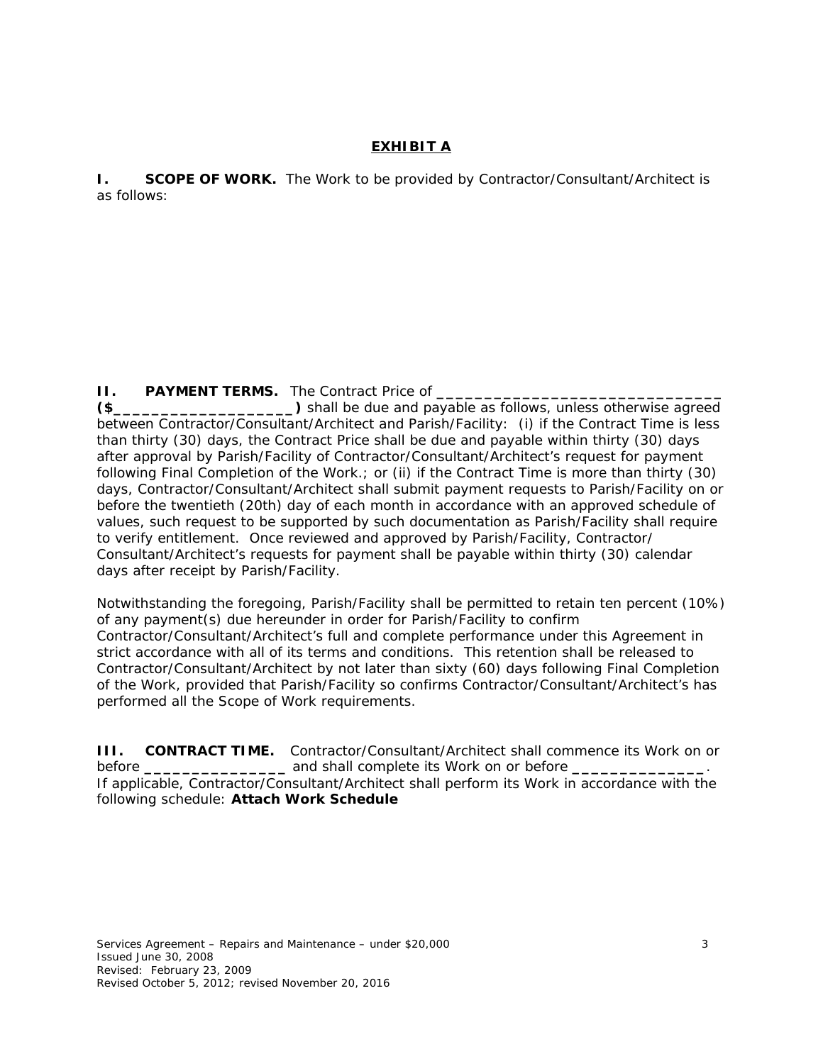## EXHIBIT A

**I. SCOPE OF WORK.** The Work to be provided by Contractor/Consultant/Architect is as follows:

**II. PAYMENT TERMS.** The Contract Price of _______________________________ **($___________________)** shall be due and payable as follows, unless otherwise agreed between Contractor/Consultant/Architect and Parish/Facility: (i) if the Contract Time is less than thirty (30) days, the Contract Price shall be due and payable within thirty (30) days after approval by Parish/Facility of Contractor/Consultant/Architect's request for payment following Final Completion of the Work.; or (ii) if the Contract Time is more than thirty (30) days, Contractor/Consultant/Architect shall submit payment requests to Parish/Facility on or before the twentieth (20th) day of each month in accordance with an approved schedule of values, such request to be supported by such documentation as Parish/Facility shall require to verify entitlement. Once reviewed and approved by Parish/Facility, Contractor/Consultant/Architect's requests for payment shall be payable within thirty (30) calendar days after receipt by Parish/Facility.

Notwithstanding the foregoing, Parish/Facility shall be permitted to retain ten percent (10%) of any payment(s) due hereunder in order for Parish/Facility to confirm Contractor/Consultant/Architect's full and complete performance under this Agreement in strict accordance with all of its terms and conditions. This retention shall be released to Contractor/Consultant/Architect by not later than sixty (60) days following Final Completion of the Work, provided that Parish/Facility so confirms Contractor/Consultant/Architect's has performed all the Scope of Work requirements.

**III. CONTRACT TIME.** Contractor/Consultant/Architect shall commence its Work on or before _______________ and shall complete its Work on or before ______________. If applicable, Contractor/Consultant/Architect shall perform its Work in accordance with the following schedule: **Attach Work Schedule**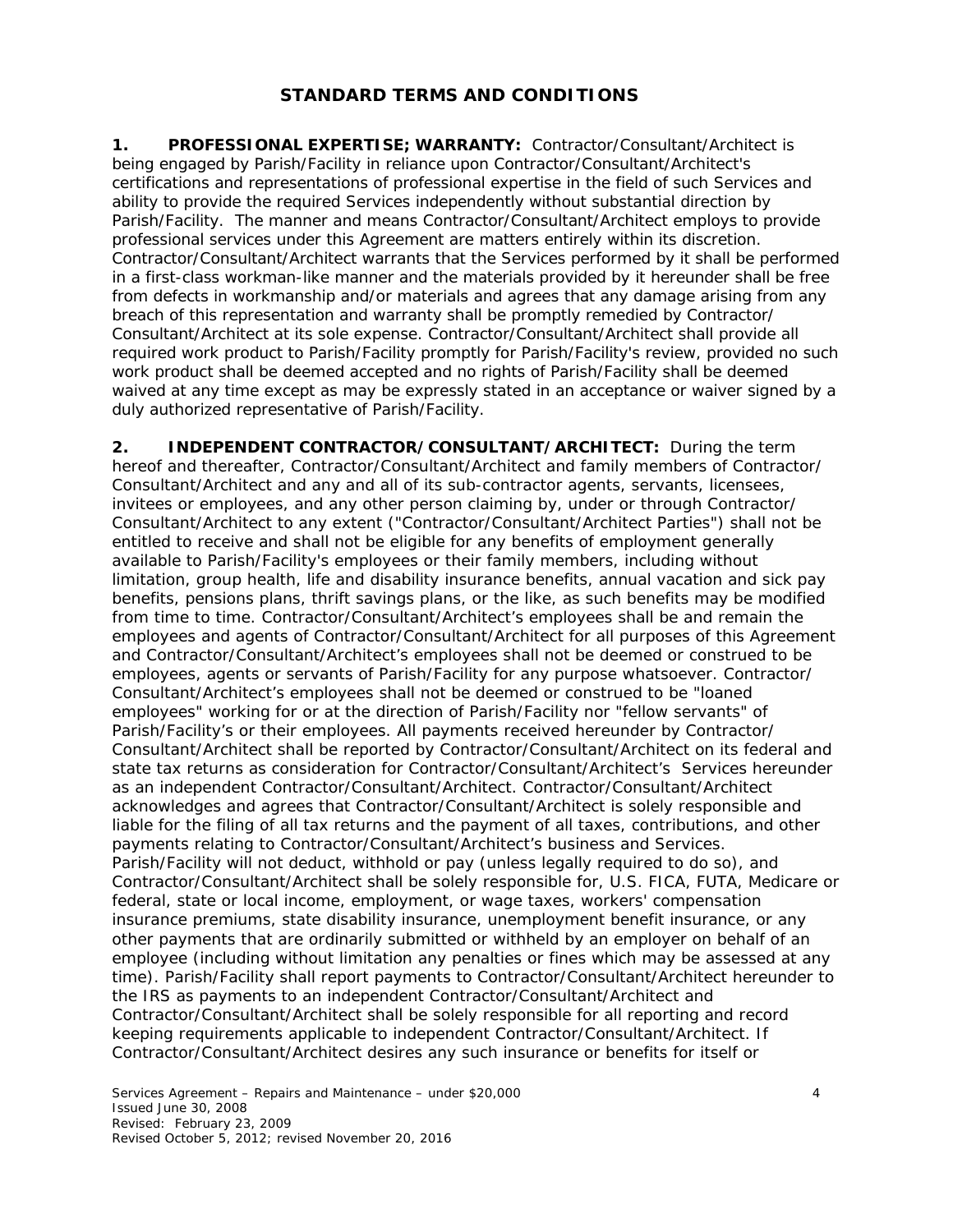# STANDARD TERMS AND CONDITIONS

**1. PROFESSIONAL EXPERTISE; WARRANTY:** Contractor/Consultant/Architect is being engaged by Parish/Facility in reliance upon Contractor/Consultant/Architect's certifications and representations of professional expertise in the field of such Services and ability to provide the required Services independently without substantial direction by Parish/Facility. The manner and means Contractor/Consultant/Architect employs to provide professional services under this Agreement are matters entirely within its discretion. Contractor/Consultant/Architect warrants that the Services performed by it shall be performed in a first-class workman-like manner and the materials provided by it hereunder shall be free from defects in workmanship and/or materials and agrees that any damage arising from any breach of this representation and warranty shall be promptly remedied by Contractor/ Consultant/Architect at its sole expense. Contractor/Consultant/Architect shall provide all required work product to Parish/Facility promptly for Parish/Facility's review, provided no such work product shall be deemed accepted and no rights of Parish/Facility shall be deemed waived at any time except as may be expressly stated in an acceptance or waiver signed by a duly authorized representative of Parish/Facility.

**2. INDEPENDENT CONTRACTOR/CONSULTANT/ARCHITECT:** During the term hereof and thereafter, Contractor/Consultant/Architect and family members of Contractor/ Consultant/Architect and any and all of its sub-contractor agents, servants, licensees, invitees or employees, and any other person claiming by, under or through Contractor/ Consultant/Architect to any extent ("Contractor/Consultant/Architect Parties") shall not be entitled to receive and shall not be eligible for any benefits of employment generally available to Parish/Facility's employees or their family members, including without limitation, group health, life and disability insurance benefits, annual vacation and sick pay benefits, pensions plans, thrift savings plans, or the like, as such benefits may be modified from time to time. Contractor/Consultant/Architect's employees shall be and remain the employees and agents of Contractor/Consultant/Architect for all purposes of this Agreement and Contractor/Consultant/Architect's employees shall not be deemed or construed to be employees, agents or servants of Parish/Facility for any purpose whatsoever. Contractor/ Consultant/Architect's employees shall not be deemed or construed to be "loaned employees" working for or at the direction of Parish/Facility nor "fellow servants" of Parish/Facility's or their employees. All payments received hereunder by Contractor/ Consultant/Architect shall be reported by Contractor/Consultant/Architect on its federal and state tax returns as consideration for Contractor/Consultant/Architect's Services hereunder as an independent Contractor/Consultant/Architect. Contractor/Consultant/Architect acknowledges and agrees that Contractor/Consultant/Architect is solely responsible and liable for the filing of all tax returns and the payment of all taxes, contributions, and other payments relating to Contractor/Consultant/Architect's business and Services. Parish/Facility will not deduct, withhold or pay (unless legally required to do so), and Contractor/Consultant/Architect shall be solely responsible for, U.S. FICA, FUTA, Medicare or federal, state or local income, employment, or wage taxes, workers' compensation insurance premiums, state disability insurance, unemployment benefit insurance, or any other payments that are ordinarily submitted or withheld by an employer on behalf of an employee (including without limitation any penalties or fines which may be assessed at any time). Parish/Facility shall report payments to Contractor/Consultant/Architect hereunder to the IRS as payments to an independent Contractor/Consultant/Architect and Contractor/Consultant/Architect shall be solely responsible for all reporting and record keeping requirements applicable to independent Contractor/Consultant/Architect. If Contractor/Consultant/Architect desires any such insurance or benefits for itself or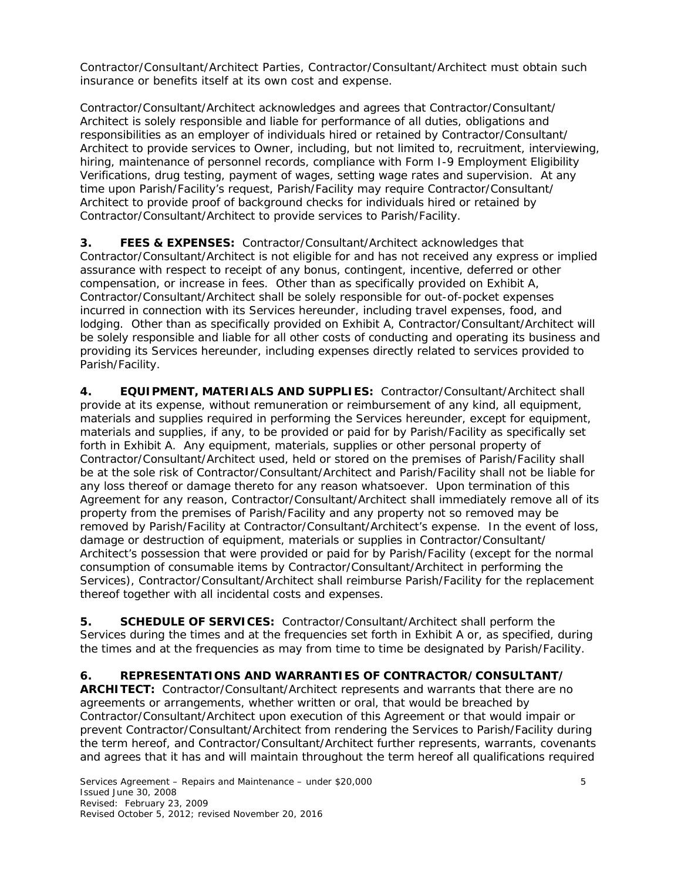Contractor/Consultant/Architect Parties, Contractor/Consultant/Architect must obtain such insurance or benefits itself at its own cost and expense.

Contractor/Consultant/Architect acknowledges and agrees that Contractor/Consultant/ Architect is solely responsible and liable for performance of all duties, obligations and responsibilities as an employer of individuals hired or retained by Contractor/Consultant/ Architect to provide services to Owner, including, but not limited to, recruitment, interviewing, hiring, maintenance of personnel records, compliance with Form I-9 Employment Eligibility Verifications, drug testing, payment of wages, setting wage rates and supervision. At any time upon Parish/Facility's request, Parish/Facility may require Contractor/Consultant/ Architect to provide proof of background checks for individuals hired or retained by Contractor/Consultant/Architect to provide services to Parish/Facility.

**3. FEES & EXPENSES:** Contractor/Consultant/Architect acknowledges that Contractor/Consultant/Architect is not eligible for and has not received any express or implied assurance with respect to receipt of any bonus, contingent, incentive, deferred or other compensation, or increase in fees. Other than as specifically provided on Exhibit A, Contractor/Consultant/Architect shall be solely responsible for out-of-pocket expenses incurred in connection with its Services hereunder, including travel expenses, food, and lodging. Other than as specifically provided on Exhibit A, Contractor/Consultant/Architect will be solely responsible and liable for all other costs of conducting and operating its business and providing its Services hereunder, including expenses directly related to services provided to Parish/Facility.

**4. EQUIPMENT, MATERIALS AND SUPPLIES:** Contractor/Consultant/Architect shall provide at its expense, without remuneration or reimbursement of any kind, all equipment, materials and supplies required in performing the Services hereunder, except for equipment, materials and supplies, if any, to be provided or paid for by Parish/Facility as specifically set forth in Exhibit A. Any equipment, materials, supplies or other personal property of Contractor/Consultant/Architect used, held or stored on the premises of Parish/Facility shall be at the sole risk of Contractor/Consultant/Architect and Parish/Facility shall not be liable for any loss thereof or damage thereto for any reason whatsoever. Upon termination of this Agreement for any reason, Contractor/Consultant/Architect shall immediately remove all of its property from the premises of Parish/Facility and any property not so removed may be removed by Parish/Facility at Contractor/Consultant/Architect's expense. In the event of loss, damage or destruction of equipment, materials or supplies in Contractor/Consultant/ Architect's possession that were provided or paid for by Parish/Facility (except for the normal consumption of consumable items by Contractor/Consultant/Architect in performing the Services), Contractor/Consultant/Architect shall reimburse Parish/Facility for the replacement thereof together with all incidental costs and expenses.

**5. SCHEDULE OF SERVICES:** Contractor/Consultant/Architect shall perform the Services during the times and at the frequencies set forth in Exhibit A or, as specified, during the times and at the frequencies as may from time to time be designated by Parish/Facility.

**6. REPRESENTATIONS AND WARRANTIES OF CONTRACTOR/CONSULTANT/ ARCHITECT:** Contractor/Consultant/Architect represents and warrants that there are no agreements or arrangements, whether written or oral, that would be breached by Contractor/Consultant/Architect upon execution of this Agreement or that would impair or prevent Contractor/Consultant/Architect from rendering the Services to Parish/Facility during the term hereof, and Contractor/Consultant/Architect further represents, warrants, covenants and agrees that it has and will maintain throughout the term hereof all qualifications required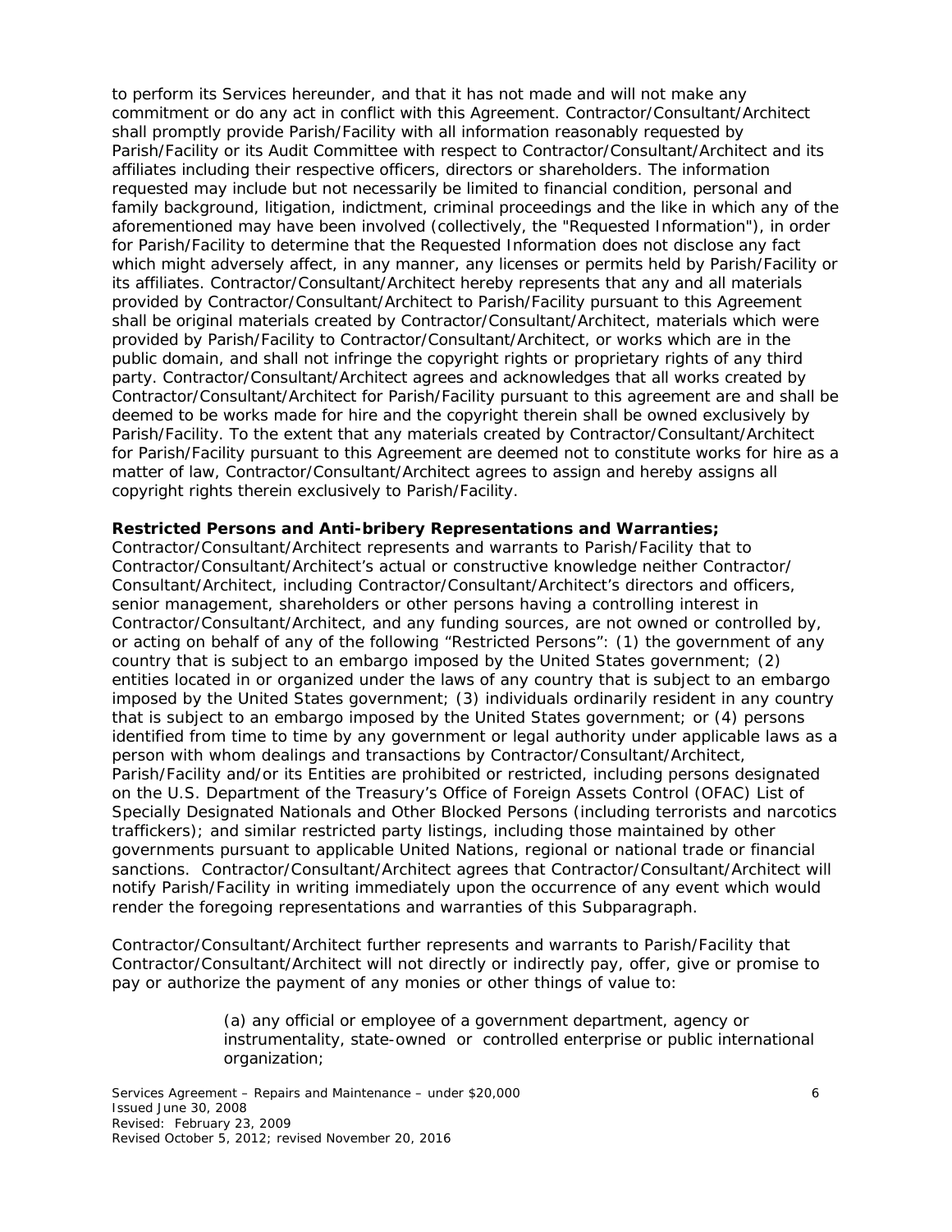to perform its Services hereunder, and that it has not made and will not make any commitment or do any act in conflict with this Agreement. Contractor/Consultant/Architect shall promptly provide Parish/Facility with all information reasonably requested by Parish/Facility or its Audit Committee with respect to Contractor/Consultant/Architect and its affiliates including their respective officers, directors or shareholders. The information requested may include but not necessarily be limited to financial condition, personal and family background, litigation, indictment, criminal proceedings and the like in which any of the aforementioned may have been involved (collectively, the "Requested Information"), in order for Parish/Facility to determine that the Requested Information does not disclose any fact which might adversely affect, in any manner, any licenses or permits held by Parish/Facility or its affiliates. Contractor/Consultant/Architect hereby represents that any and all materials provided by Contractor/Consultant/Architect to Parish/Facility pursuant to this Agreement shall be original materials created by Contractor/Consultant/Architect, materials which were provided by Parish/Facility to Contractor/Consultant/Architect, or works which are in the public domain, and shall not infringe the copyright rights or proprietary rights of any third party. Contractor/Consultant/Architect agrees and acknowledges that all works created by Contractor/Consultant/Architect for Parish/Facility pursuant to this agreement are and shall be deemed to be works made for hire and the copyright therein shall be owned exclusively by Parish/Facility. To the extent that any materials created by Contractor/Consultant/Architect for Parish/Facility pursuant to this Agreement are deemed not to constitute works for hire as a matter of law, Contractor/Consultant/Architect agrees to assign and hereby assigns all copyright rights therein exclusively to Parish/Facility.

**Restricted Persons and Anti-bribery Representations and Warranties;**
Contractor/Consultant/Architect represents and warrants to Parish/Facility that to Contractor/Consultant/Architect's actual or constructive knowledge neither Contractor/ Consultant/Architect, including Contractor/Consultant/Architect's directors and officers, senior management, shareholders or other persons having a controlling interest in Contractor/Consultant/Architect, and any funding sources, are not owned or controlled by, or acting on behalf of any of the following "Restricted Persons": (1) the government of any country that is subject to an embargo imposed by the United States government; (2) entities located in or organized under the laws of any country that is subject to an embargo imposed by the United States government; (3) individuals ordinarily resident in any country that is subject to an embargo imposed by the United States government; or (4) persons identified from time to time by any government or legal authority under applicable laws as a person with whom dealings and transactions by Contractor/Consultant/Architect, Parish/Facility and/or its Entities are prohibited or restricted, including persons designated on the U.S. Department of the Treasury's Office of Foreign Assets Control (OFAC) List of Specially Designated Nationals and Other Blocked Persons (including terrorists and narcotics traffickers); and similar restricted party listings, including those maintained by other governments pursuant to applicable United Nations, regional or national trade or financial sanctions. Contractor/Consultant/Architect agrees that Contractor/Consultant/Architect will notify Parish/Facility in writing immediately upon the occurrence of any event which would render the foregoing representations and warranties of this Subparagraph.

Contractor/Consultant/Architect further represents and warrants to Parish/Facility that Contractor/Consultant/Architect will not directly or indirectly pay, offer, give or promise to pay or authorize the payment of any monies or other things of value to:

> (a) any official or employee of a government department, agency or instrumentality, state-owned or controlled enterprise or public international organization;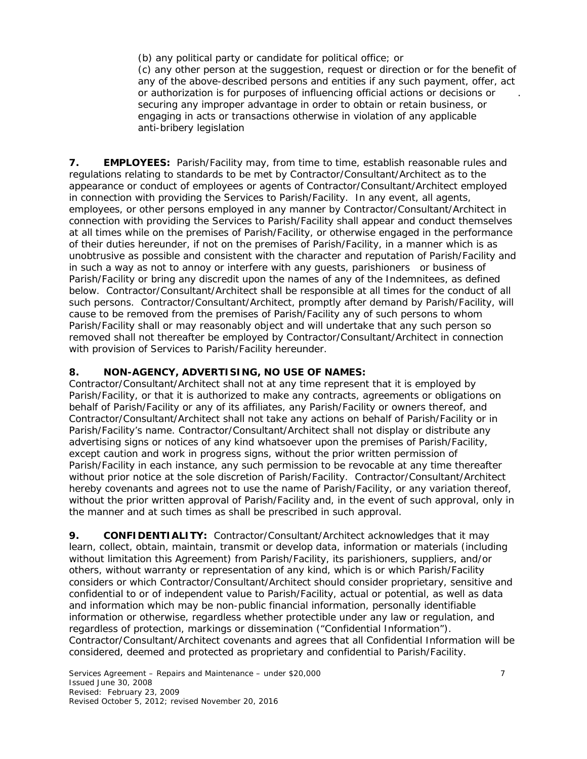(b) any political party or candidate for political office; or

(c) any other person at the suggestion, request or direction or for the benefit of any of the above-described persons and entities if any such payment, offer, act or authorization is for purposes of influencing official actions or decisions or securing any improper advantage in order to obtain or retain business, or engaging in acts or transactions otherwise in violation of any applicable anti-bribery legislation

**7. EMPLOYEES:** Parish/Facility may, from time to time, establish reasonable rules and regulations relating to standards to be met by Contractor/Consultant/Architect as to the appearance or conduct of employees or agents of Contractor/Consultant/Architect employed in connection with providing the Services to Parish/Facility. In any event, all agents, employees, or other persons employed in any manner by Contractor/Consultant/Architect in connection with providing the Services to Parish/Facility shall appear and conduct themselves at all times while on the premises of Parish/Facility, or otherwise engaged in the performance of their duties hereunder, if not on the premises of Parish/Facility, in a manner which is as unobtrusive as possible and consistent with the character and reputation of Parish/Facility and in such a way as not to annoy or interfere with any guests, parishioners or business of Parish/Facility or bring any discredit upon the names of any of the Indemnitees, as defined below. Contractor/Consultant/Architect shall be responsible at all times for the conduct of all such persons. Contractor/Consultant/Architect, promptly after demand by Parish/Facility, will cause to be removed from the premises of Parish/Facility any of such persons to whom Parish/Facility shall or may reasonably object and will undertake that any such person so removed shall not thereafter be employed by Contractor/Consultant/Architect in connection with provision of Services to Parish/Facility hereunder.

**8. NON-AGENCY, ADVERTISING, NO USE OF NAMES:**
Contractor/Consultant/Architect shall not at any time represent that it is employed by Parish/Facility, or that it is authorized to make any contracts, agreements or obligations on behalf of Parish/Facility or any of its affiliates, any Parish/Facility or owners thereof, and Contractor/Consultant/Architect shall not take any actions on behalf of Parish/Facility or in Parish/Facility's name. Contractor/Consultant/Architect shall not display or distribute any advertising signs or notices of any kind whatsoever upon the premises of Parish/Facility, except caution and work in progress signs, without the prior written permission of Parish/Facility in each instance, any such permission to be revocable at any time thereafter without prior notice at the sole discretion of Parish/Facility. Contractor/Consultant/Architect hereby covenants and agrees not to use the name of Parish/Facility, or any variation thereof, without the prior written approval of Parish/Facility and, in the event of such approval, only in the manner and at such times as shall be prescribed in such approval.

**9. CONFIDENTIALITY:** Contractor/Consultant/Architect acknowledges that it may learn, collect, obtain, maintain, transmit or develop data, information or materials (including without limitation this Agreement) from Parish/Facility, its parishioners, suppliers, and/or others, without warranty or representation of any kind, which is or which Parish/Facility considers or which Contractor/Consultant/Architect should consider proprietary, sensitive and confidential to or of independent value to Parish/Facility, actual or potential, as well as data and information which may be non-public financial information, personally identifiable information or otherwise, regardless whether protectible under any law or regulation, and regardless of protection, markings or dissemination ("Confidential Information"). Contractor/Consultant/Architect covenants and agrees that all Confidential Information will be considered, deemed and protected as proprietary and confidential to Parish/Facility.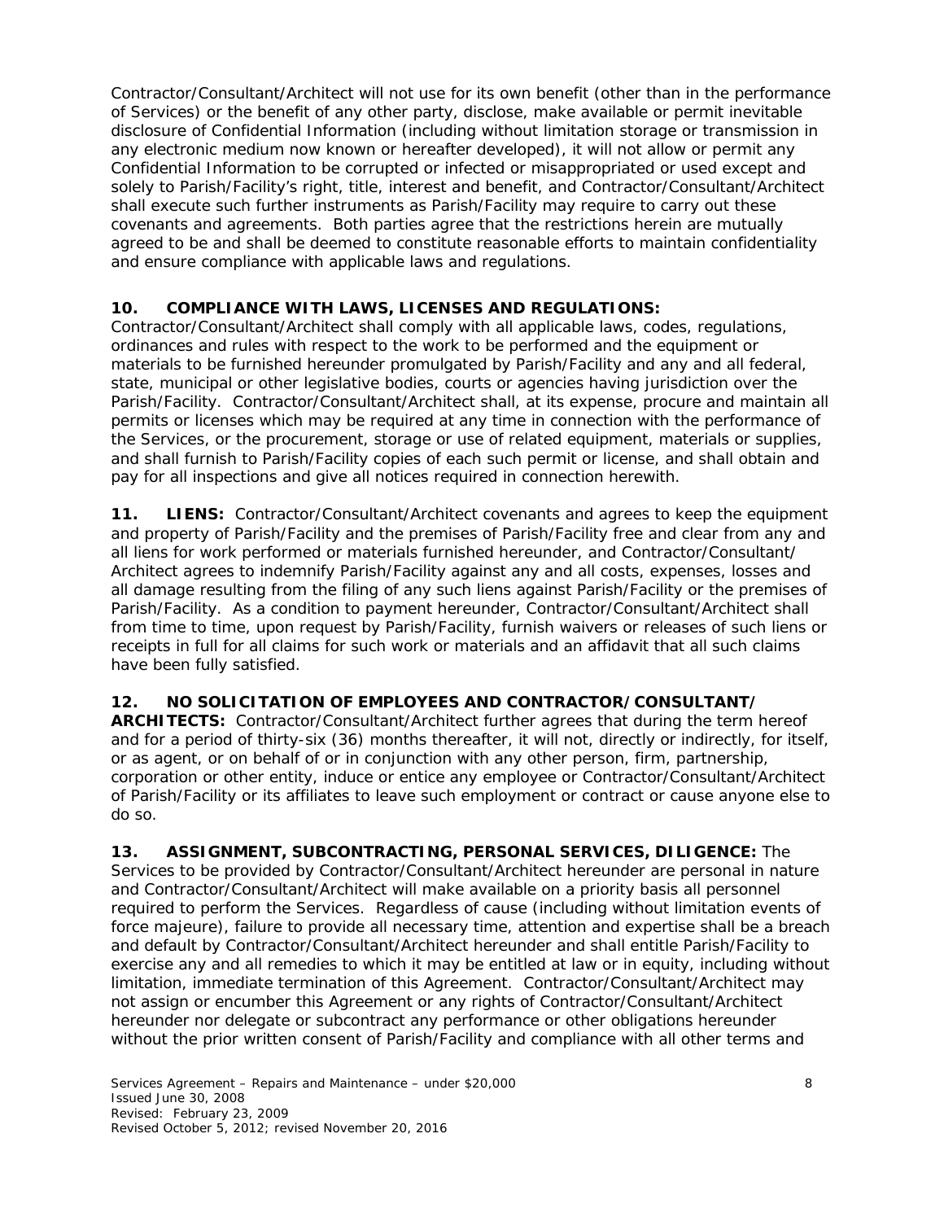Contractor/Consultant/Architect will not use for its own benefit (other than in the performance of Services) or the benefit of any other party, disclose, make available or permit inevitable disclosure of Confidential Information (including without limitation storage or transmission in any electronic medium now known or hereafter developed), it will not allow or permit any Confidential Information to be corrupted or infected or misappropriated or used except and solely to Parish/Facility's right, title, interest and benefit, and Contractor/Consultant/Architect shall execute such further instruments as Parish/Facility may require to carry out these covenants and agreements. Both parties agree that the restrictions herein are mutually agreed to be and shall be deemed to constitute reasonable efforts to maintain confidentiality and ensure compliance with applicable laws and regulations.

**10. COMPLIANCE WITH LAWS, LICENSES AND REGULATIONS:**
Contractor/Consultant/Architect shall comply with all applicable laws, codes, regulations, ordinances and rules with respect to the work to be performed and the equipment or materials to be furnished hereunder promulgated by Parish/Facility and any and all federal, state, municipal or other legislative bodies, courts or agencies having jurisdiction over the Parish/Facility. Contractor/Consultant/Architect shall, at its expense, procure and maintain all permits or licenses which may be required at any time in connection with the performance of the Services, or the procurement, storage or use of related equipment, materials or supplies, and shall furnish to Parish/Facility copies of each such permit or license, and shall obtain and pay for all inspections and give all notices required in connection herewith.

**11. LIENS:** Contractor/Consultant/Architect covenants and agrees to keep the equipment and property of Parish/Facility and the premises of Parish/Facility free and clear from any and all liens for work performed or materials furnished hereunder, and Contractor/Consultant/Architect agrees to indemnify Parish/Facility against any and all costs, expenses, losses and all damage resulting from the filing of any such liens against Parish/Facility or the premises of Parish/Facility. As a condition to payment hereunder, Contractor/Consultant/Architect shall from time to time, upon request by Parish/Facility, furnish waivers or releases of such liens or receipts in full for all claims for such work or materials and an affidavit that all such claims have been fully satisfied.

**12. NO SOLICITATION OF EMPLOYEES AND CONTRACTOR/CONSULTANT/ARCHITECTS:** Contractor/Consultant/Architect further agrees that during the term hereof and for a period of thirty-six (36) months thereafter, it will not, directly or indirectly, for itself, or as agent, or on behalf of or in conjunction with any other person, firm, partnership, corporation or other entity, induce or entice any employee or Contractor/Consultant/Architect of Parish/Facility or its affiliates to leave such employment or contract or cause anyone else to do so.

**13. ASSIGNMENT, SUBCONTRACTING, PERSONAL SERVICES, DILIGENCE:** The Services to be provided by Contractor/Consultant/Architect hereunder are personal in nature and Contractor/Consultant/Architect will make available on a priority basis all personnel required to perform the Services. Regardless of cause (including without limitation events of force majeure), failure to provide all necessary time, attention and expertise shall be a breach and default by Contractor/Consultant/Architect hereunder and shall entitle Parish/Facility to exercise any and all remedies to which it may be entitled at law or in equity, including without limitation, immediate termination of this Agreement. Contractor/Consultant/Architect may not assign or encumber this Agreement or any rights of Contractor/Consultant/Architect hereunder nor delegate or subcontract any performance or other obligations hereunder without the prior written consent of Parish/Facility and compliance with all other terms and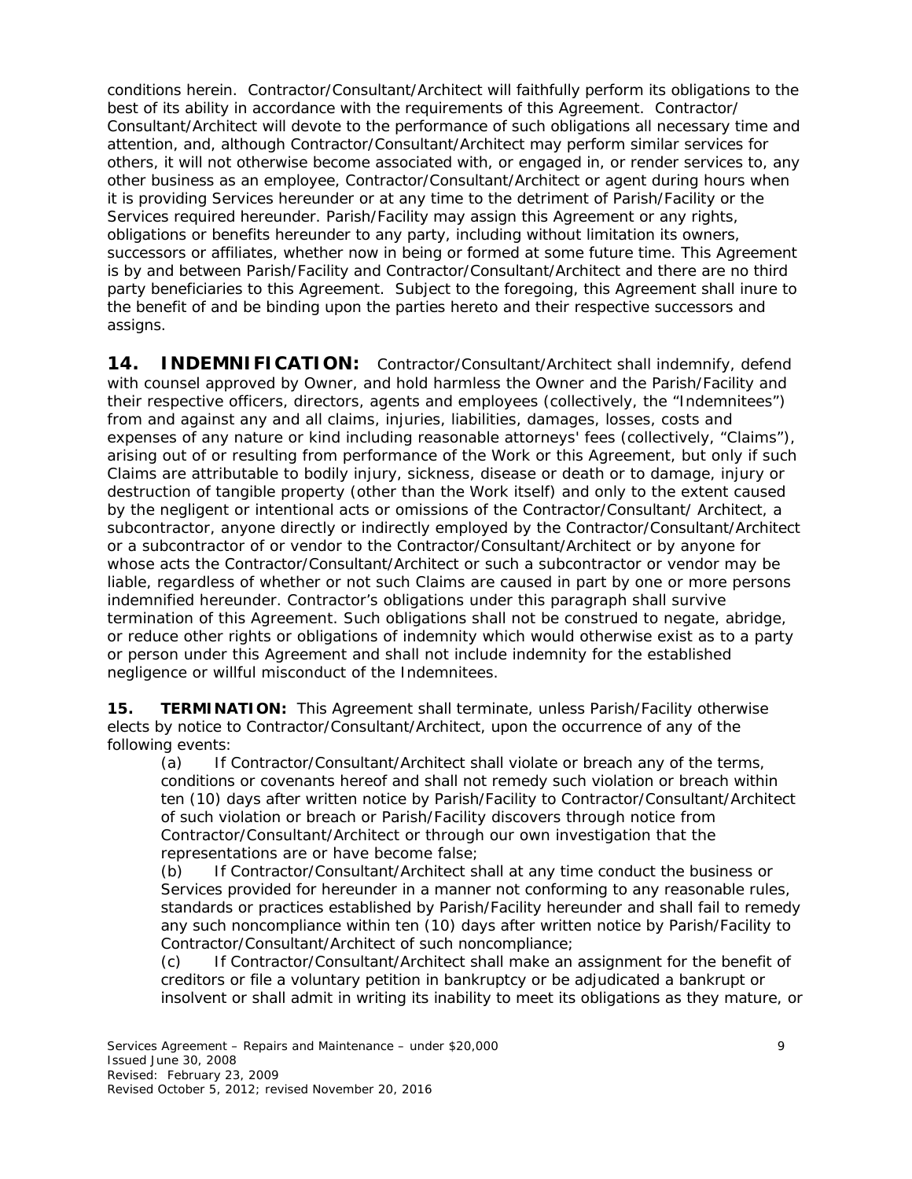conditions herein. Contractor/Consultant/Architect will faithfully perform its obligations to the best of its ability in accordance with the requirements of this Agreement. Contractor/ Consultant/Architect will devote to the performance of such obligations all necessary time and attention, and, although Contractor/Consultant/Architect may perform similar services for others, it will not otherwise become associated with, or engaged in, or render services to, any other business as an employee, Contractor/Consultant/Architect or agent during hours when it is providing Services hereunder or at any time to the detriment of Parish/Facility or the Services required hereunder. Parish/Facility may assign this Agreement or any rights, obligations or benefits hereunder to any party, including without limitation its owners, successors or affiliates, whether now in being or formed at some future time. This Agreement is by and between Parish/Facility and Contractor/Consultant/Architect and there are no third party beneficiaries to this Agreement. Subject to the foregoing, this Agreement shall inure to the benefit of and be binding upon the parties hereto and their respective successors and assigns.

**14. INDEMNIFICATION:** Contractor/Consultant/Architect shall indemnify, defend with counsel approved by Owner, and hold harmless the Owner and the Parish/Facility and their respective officers, directors, agents and employees (collectively, the "Indemnitees") from and against any and all claims, injuries, liabilities, damages, losses, costs and expenses of any nature or kind including reasonable attorneys' fees (collectively, "Claims"), arising out of or resulting from performance of the Work or this Agreement, but only if such Claims are attributable to bodily injury, sickness, disease or death or to damage, injury or destruction of tangible property (other than the Work itself) and only to the extent caused by the negligent or intentional acts or omissions of the Contractor/Consultant/ Architect, a subcontractor, anyone directly or indirectly employed by the Contractor/Consultant/Architect or a subcontractor of or vendor to the Contractor/Consultant/Architect or by anyone for whose acts the Contractor/Consultant/Architect or such a subcontractor or vendor may be liable, regardless of whether or not such Claims are caused in part by one or more persons indemnified hereunder. Contractor's obligations under this paragraph shall survive termination of this Agreement. Such obligations shall not be construed to negate, abridge, or reduce other rights or obligations of indemnity which would otherwise exist as to a party or person under this Agreement and shall not include indemnity for the established negligence or willful misconduct of the Indemnitees.

**15. TERMINATION:** This Agreement shall terminate, unless Parish/Facility otherwise elects by notice to Contractor/Consultant/Architect, upon the occurrence of any of the following events:

(a) If Contractor/Consultant/Architect shall violate or breach any of the terms, conditions or covenants hereof and shall not remedy such violation or breach within ten (10) days after written notice by Parish/Facility to Contractor/Consultant/Architect of such violation or breach or Parish/Facility discovers through notice from Contractor/Consultant/Architect or through our own investigation that the representations are or have become false;

(b) If Contractor/Consultant/Architect shall at any time conduct the business or Services provided for hereunder in a manner not conforming to any reasonable rules, standards or practices established by Parish/Facility hereunder and shall fail to remedy any such noncompliance within ten (10) days after written notice by Parish/Facility to Contractor/Consultant/Architect of such noncompliance;

(c) If Contractor/Consultant/Architect shall make an assignment for the benefit of creditors or file a voluntary petition in bankruptcy or be adjudicated a bankrupt or insolvent or shall admit in writing its inability to meet its obligations as they mature, or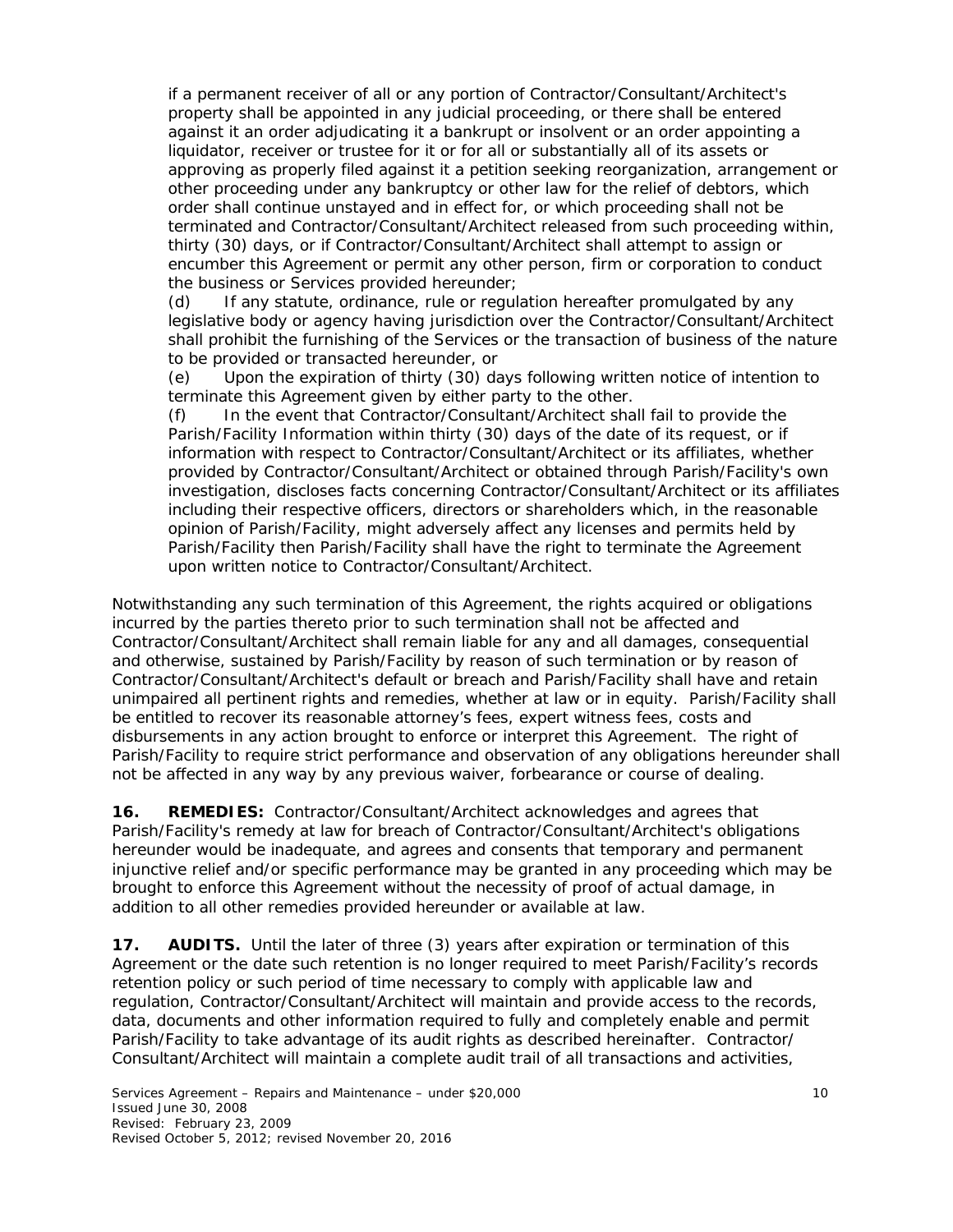if a permanent receiver of all or any portion of Contractor/Consultant/Architect's property shall be appointed in any judicial proceeding, or there shall be entered against it an order adjudicating it a bankrupt or insolvent or an order appointing a liquidator, receiver or trustee for it or for all or substantially all of its assets or approving as properly filed against it a petition seeking reorganization, arrangement or other proceeding under any bankruptcy or other law for the relief of debtors, which order shall continue unstayed and in effect for, or which proceeding shall not be terminated and Contractor/Consultant/Architect released from such proceeding within, thirty (30) days, or if Contractor/Consultant/Architect shall attempt to assign or encumber this Agreement or permit any other person, firm or corporation to conduct the business or Services provided hereunder;

(d) If any statute, ordinance, rule or regulation hereafter promulgated by any legislative body or agency having jurisdiction over the Contractor/Consultant/Architect shall prohibit the furnishing of the Services or the transaction of business of the nature to be provided or transacted hereunder, or

(e) Upon the expiration of thirty (30) days following written notice of intention to terminate this Agreement given by either party to the other.

(f) In the event that Contractor/Consultant/Architect shall fail to provide the Parish/Facility Information within thirty (30) days of the date of its request, or if information with respect to Contractor/Consultant/Architect or its affiliates, whether provided by Contractor/Consultant/Architect or obtained through Parish/Facility's own investigation, discloses facts concerning Contractor/Consultant/Architect or its affiliates including their respective officers, directors or shareholders which, in the reasonable opinion of Parish/Facility, might adversely affect any licenses and permits held by Parish/Facility then Parish/Facility shall have the right to terminate the Agreement upon written notice to Contractor/Consultant/Architect.

Notwithstanding any such termination of this Agreement, the rights acquired or obligations incurred by the parties thereto prior to such termination shall not be affected and Contractor/Consultant/Architect shall remain liable for any and all damages, consequential and otherwise, sustained by Parish/Facility by reason of such termination or by reason of Contractor/Consultant/Architect's default or breach and Parish/Facility shall have and retain unimpaired all pertinent rights and remedies, whether at law or in equity. Parish/Facility shall be entitled to recover its reasonable attorney's fees, expert witness fees, costs and disbursements in any action brought to enforce or interpret this Agreement. The right of Parish/Facility to require strict performance and observation of any obligations hereunder shall not be affected in any way by any previous waiver, forbearance or course of dealing.

**16. REMEDIES:** Contractor/Consultant/Architect acknowledges and agrees that Parish/Facility's remedy at law for breach of Contractor/Consultant/Architect's obligations hereunder would be inadequate, and agrees and consents that temporary and permanent injunctive relief and/or specific performance may be granted in any proceeding which may be brought to enforce this Agreement without the necessity of proof of actual damage, in addition to all other remedies provided hereunder or available at law.

**17. AUDITS.** Until the later of three (3) years after expiration or termination of this Agreement or the date such retention is no longer required to meet Parish/Facility's records retention policy or such period of time necessary to comply with applicable law and regulation, Contractor/Consultant/Architect will maintain and provide access to the records, data, documents and other information required to fully and completely enable and permit Parish/Facility to take advantage of its audit rights as described hereinafter. Contractor/Consultant/Architect will maintain a complete audit trail of all transactions and activities,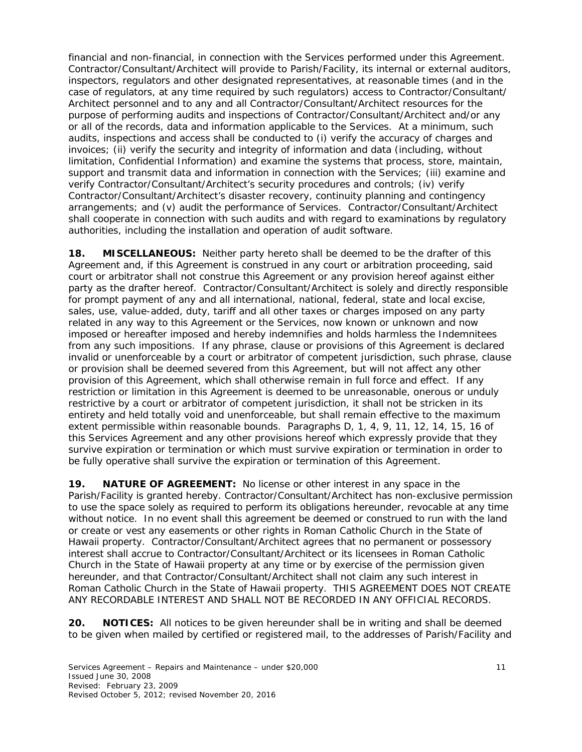financial and non-financial, in connection with the Services performed under this Agreement. Contractor/Consultant/Architect will provide to Parish/Facility, its internal or external auditors, inspectors, regulators and other designated representatives, at reasonable times (and in the case of regulators, at any time required by such regulators) access to Contractor/Consultant/ Architect personnel and to any and all Contractor/Consultant/Architect resources for the purpose of performing audits and inspections of Contractor/Consultant/Architect and/or any or all of the records, data and information applicable to the Services. At a minimum, such audits, inspections and access shall be conducted to (i) verify the accuracy of charges and invoices; (ii) verify the security and integrity of information and data (including, without limitation, Confidential Information) and examine the systems that process, store, maintain, support and transmit data and information in connection with the Services; (iii) examine and verify Contractor/Consultant/Architect's security procedures and controls; (iv) verify Contractor/Consultant/Architect's disaster recovery, continuity planning and contingency arrangements; and (v) audit the performance of Services. Contractor/Consultant/Architect shall cooperate in connection with such audits and with regard to examinations by regulatory authorities, including the installation and operation of audit software.

**18. MISCELLANEOUS:** Neither party hereto shall be deemed to be the drafter of this Agreement and, if this Agreement is construed in any court or arbitration proceeding, said court or arbitrator shall not construe this Agreement or any provision hereof against either party as the drafter hereof. Contractor/Consultant/Architect is solely and directly responsible for prompt payment of any and all international, national, federal, state and local excise, sales, use, value-added, duty, tariff and all other taxes or charges imposed on any party related in any way to this Agreement or the Services, now known or unknown and now imposed or hereafter imposed and hereby indemnifies and holds harmless the Indemnitees from any such impositions. If any phrase, clause or provisions of this Agreement is declared invalid or unenforceable by a court or arbitrator of competent jurisdiction, such phrase, clause or provision shall be deemed severed from this Agreement, but will not affect any other provision of this Agreement, which shall otherwise remain in full force and effect. If any restriction or limitation in this Agreement is deemed to be unreasonable, onerous or unduly restrictive by a court or arbitrator of competent jurisdiction, it shall not be stricken in its entirety and held totally void and unenforceable, but shall remain effective to the maximum extent permissible within reasonable bounds. Paragraphs D, 1, 4, 9, 11, 12, 14, 15, 16 of this Services Agreement and any other provisions hereof which expressly provide that they survive expiration or termination or which must survive expiration or termination in order to be fully operative shall survive the expiration or termination of this Agreement.

**19. NATURE OF AGREEMENT:** No license or other interest in any space in the Parish/Facility is granted hereby. Contractor/Consultant/Architect has non-exclusive permission to use the space solely as required to perform its obligations hereunder, revocable at any time without notice. In no event shall this agreement be deemed or construed to run with the land or create or vest any easements or other rights in Roman Catholic Church in the State of Hawaii property. Contractor/Consultant/Architect agrees that no permanent or possessory interest shall accrue to Contractor/Consultant/Architect or its licensees in Roman Catholic Church in the State of Hawaii property at any time or by exercise of the permission given hereunder, and that Contractor/Consultant/Architect shall not claim any such interest in Roman Catholic Church in the State of Hawaii property. THIS AGREEMENT DOES NOT CREATE ANY RECORDABLE INTEREST AND SHALL NOT BE RECORDED IN ANY OFFICIAL RECORDS.

**20. NOTICES:** All notices to be given hereunder shall be in writing and shall be deemed to be given when mailed by certified or registered mail, to the addresses of Parish/Facility and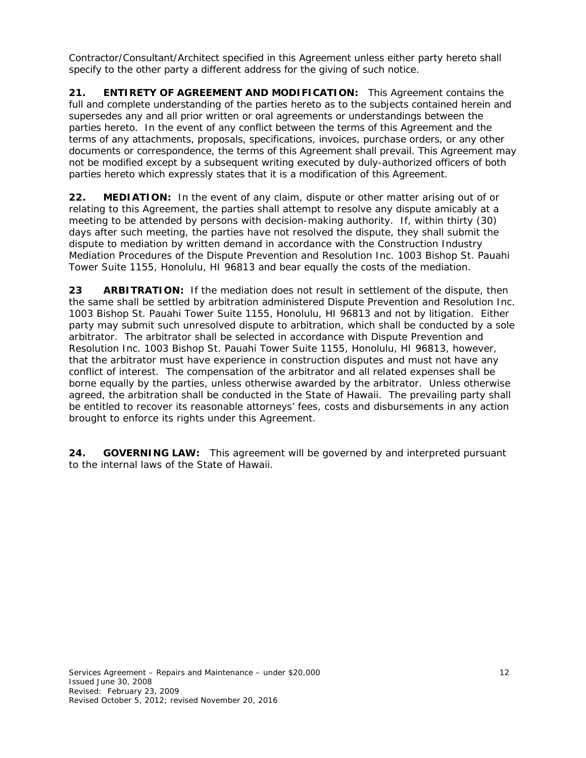Contractor/Consultant/Architect specified in this Agreement unless either party hereto shall specify to the other party a different address for the giving of such notice.

**21. ENTIRETY OF AGREEMENT AND MODIFICATION:** This Agreement contains the full and complete understanding of the parties hereto as to the subjects contained herein and supersedes any and all prior written or oral agreements or understandings between the parties hereto. In the event of any conflict between the terms of this Agreement and the terms of any attachments, proposals, specifications, invoices, purchase orders, or any other documents or correspondence, the terms of this Agreement shall prevail. This Agreement may not be modified except by a subsequent writing executed by duly-authorized officers of both parties hereto which expressly states that it is a modification of this Agreement.

**22. MEDIATION:** In the event of any claim, dispute or other matter arising out of or relating to this Agreement, the parties shall attempt to resolve any dispute amicably at a meeting to be attended by persons with decision-making authority. If, within thirty (30) days after such meeting, the parties have not resolved the dispute, they shall submit the dispute to mediation by written demand in accordance with the Construction Industry Mediation Procedures of the Dispute Prevention and Resolution Inc. 1003 Bishop St. Pauahi Tower Suite 1155, Honolulu, HI 96813 and bear equally the costs of the mediation.

**23 ARBITRATION:** If the mediation does not result in settlement of the dispute, then the same shall be settled by arbitration administered Dispute Prevention and Resolution Inc. 1003 Bishop St. Pauahi Tower Suite 1155, Honolulu, HI 96813 and not by litigation. Either party may submit such unresolved dispute to arbitration, which shall be conducted by a sole arbitrator. The arbitrator shall be selected in accordance with Dispute Prevention and Resolution Inc. 1003 Bishop St. Pauahi Tower Suite 1155, Honolulu, HI 96813, however, that the arbitrator must have experience in construction disputes and must not have any conflict of interest. The compensation of the arbitrator and all related expenses shall be borne equally by the parties, unless otherwise awarded by the arbitrator. Unless otherwise agreed, the arbitration shall be conducted in the State of Hawaii. The prevailing party shall be entitled to recover its reasonable attorneys' fees, costs and disbursements in any action brought to enforce its rights under this Agreement.

**24. GOVERNING LAW:** This agreement will be governed by and interpreted pursuant to the internal laws of the State of Hawaii.